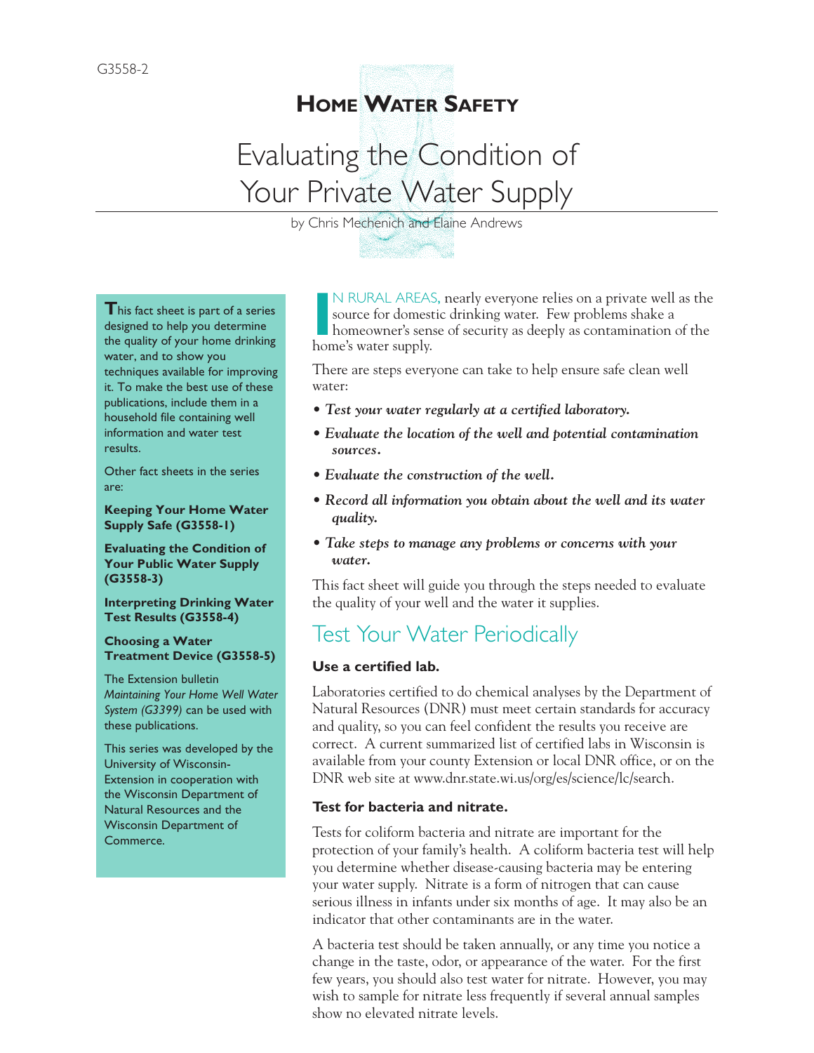G3558-2

# HOME WATER SAFETY

# Evaluating the Condition of Your Private Water Supply

by Chris Mechenich and Elaine Andrews

This fact sheet is part of a series designed to help you determine the quality of your home drinking water, and to show you techniques available for improving it. To make the best use of these publications, include them in a household file containing well information and water test results.

Other fact sheets in the series are:

**Keeping Your Home Water Supply Safe (G3558-1)**

**Evaluating the Condition of Your Public Water Supply (G3558-3)**

**Interpreting Drinking Water Test Results (G3558-4)**

**Choosing a Water Treatment Device (G3558-5)**

The Extension bulletin *Maintaining Your Home Well Water System (G3399)* can be used with these publications.

This series was developed by the University of Wisconsin-Extension in cooperation with the Wisconsin Department of Natural Resources and the Wisconsin Department of Commerce.

IN RURAL AREAS, nearly everyone relies on a private well as the source for domestic drinking water. Few problems shake a homeowner's sense of security as deeply as contamination of the home's water supply.

There are steps everyone can take to help ensure safe clean well water:

- ***Test your water regularly at a certified laboratory.***
- ***Evaluate the location of the well and potential contamination sources.***
- ***Evaluate the construction of the well.***
- ***Record all information you obtain about the well and its water quality.***
- ***Take steps to manage any problems or concerns with your water.***

This fact sheet will guide you through the steps needed to evaluate the quality of your well and the water it supplies.

## Test Your Water Periodically

### Use a certified lab.

Laboratories certified to do chemical analyses by the Department of Natural Resources (DNR) must meet certain standards for accuracy and quality, so you can feel confident the results you receive are correct. A current summarized list of certified labs in Wisconsin is available from your county Extension or local DNR office, or on the DNR web site at www.dnr.state.wi.us/org/es/science/lc/search.

### Test for bacteria and nitrate.

Tests for coliform bacteria and nitrate are important for the protection of your family's health. A coliform bacteria test will help you determine whether disease-causing bacteria may be entering your water supply. Nitrate is a form of nitrogen that can cause serious illness in infants under six months of age. It may also be an indicator that other contaminants are in the water.

A bacteria test should be taken annually, or any time you notice a change in the taste, odor, or appearance of the water. For the first few years, you should also test water for nitrate. However, you may wish to sample for nitrate less frequently if several annual samples show no elevated nitrate levels.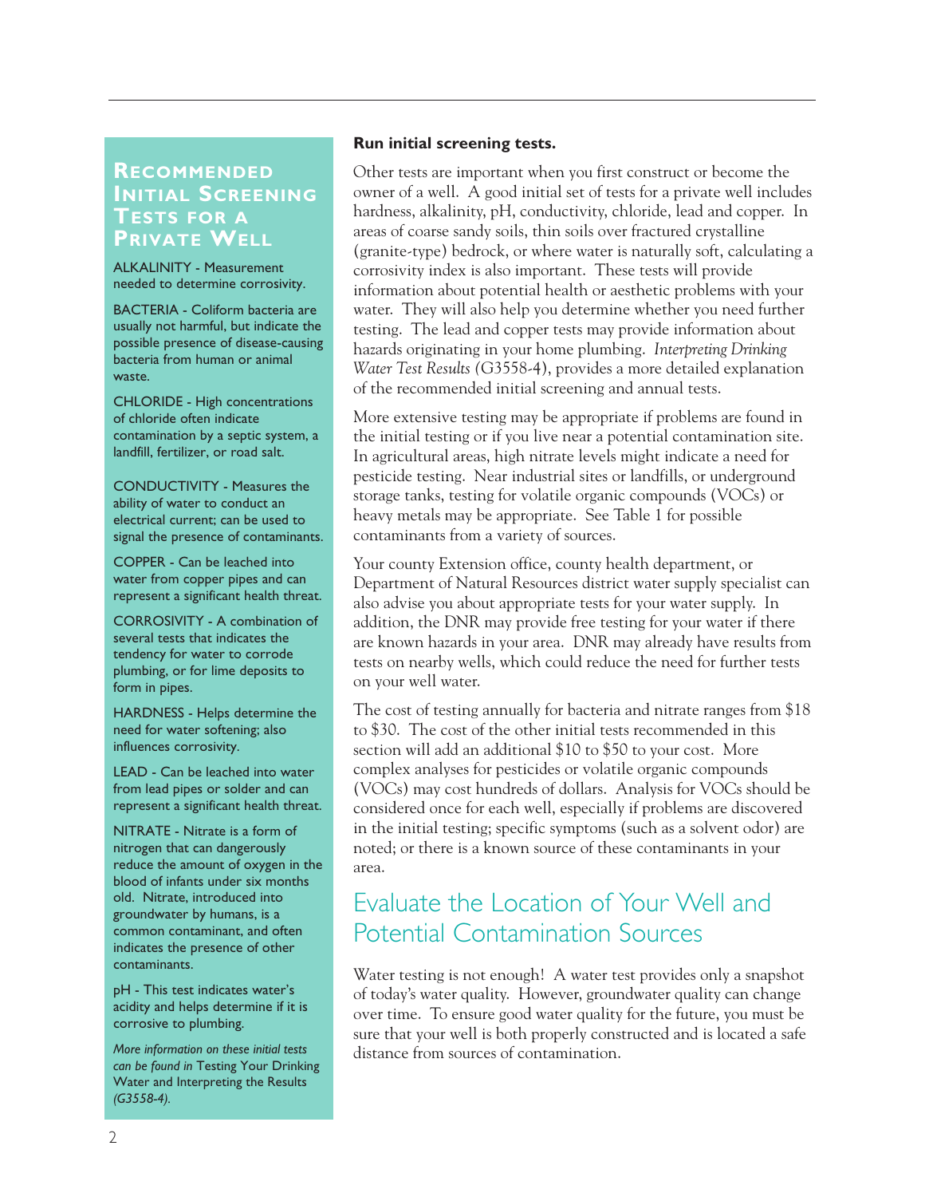## Recommended Initial Screening Tests for a Private Well

ALKALINITY - Measurement needed to determine corrosivity.

BACTERIA - Coliform bacteria are usually not harmful, but indicate the possible presence of disease-causing bacteria from human or animal waste.

CHLORIDE - High concentrations of chloride often indicate contamination by a septic system, a landfill, fertilizer, or road salt.

CONDUCTIVITY - Measures the ability of water to conduct an electrical current; can be used to signal the presence of contaminants.

COPPER - Can be leached into water from copper pipes and can represent a significant health threat.

CORROSIVITY - A combination of several tests that indicates the tendency for water to corrode plumbing, or for lime deposits to form in pipes.

HARDNESS - Helps determine the need for water softening; also influences corrosivity.

LEAD - Can be leached into water from lead pipes or solder and can represent a significant health threat.

NITRATE - Nitrate is a form of nitrogen that can dangerously reduce the amount of oxygen in the blood of infants under six months old. Nitrate, introduced into groundwater by humans, is a common contaminant, and often indicates the presence of other contaminants.

pH - This test indicates water's acidity and helps determine if it is corrosive to plumbing.

*More information on these initial tests can be found in* Testing Your Drinking Water and Interpreting the Results *(G3558-4).*

**Run initial screening tests.**

Other tests are important when you first construct or become the owner of a well. A good initial set of tests for a private well includes hardness, alkalinity, pH, conductivity, chloride, lead and copper. In areas of coarse sandy soils, thin soils over fractured crystalline (granite-type) bedrock, or where water is naturally soft, calculating a corrosivity index is also important. These tests will provide information about potential health or aesthetic problems with your water. They will also help you determine whether you need further testing. The lead and copper tests may provide information about hazards originating in your home plumbing. *Interpreting Drinking Water Test Results* (G3558-4), provides a more detailed explanation of the recommended initial screening and annual tests.

More extensive testing may be appropriate if problems are found in the initial testing or if you live near a potential contamination site. In agricultural areas, high nitrate levels might indicate a need for pesticide testing. Near industrial sites or landfills, or underground storage tanks, testing for volatile organic compounds (VOCs) or heavy metals may be appropriate. See Table 1 for possible contaminants from a variety of sources.

Your county Extension office, county health department, or Department of Natural Resources district water supply specialist can also advise you about appropriate tests for your water supply. In addition, the DNR may provide free testing for your water if there are known hazards in your area. DNR may already have results from tests on nearby wells, which could reduce the need for further tests on your well water.

The cost of testing annually for bacteria and nitrate ranges from $18 to $30. The cost of the other initial tests recommended in this section will add an additional $10 to $50 to your cost. More complex analyses for pesticides or volatile organic compounds (VOCs) may cost hundreds of dollars. Analysis for VOCs should be considered once for each well, especially if problems are discovered in the initial testing; specific symptoms (such as a solvent odor) are noted; or there is a known source of these contaminants in your area.

## Evaluate the Location of Your Well and Potential Contamination Sources

Water testing is not enough! A water test provides only a snapshot of today's water quality. However, groundwater quality can change over time. To ensure good water quality for the future, you must be sure that your well is both properly constructed and is located a safe distance from sources of contamination.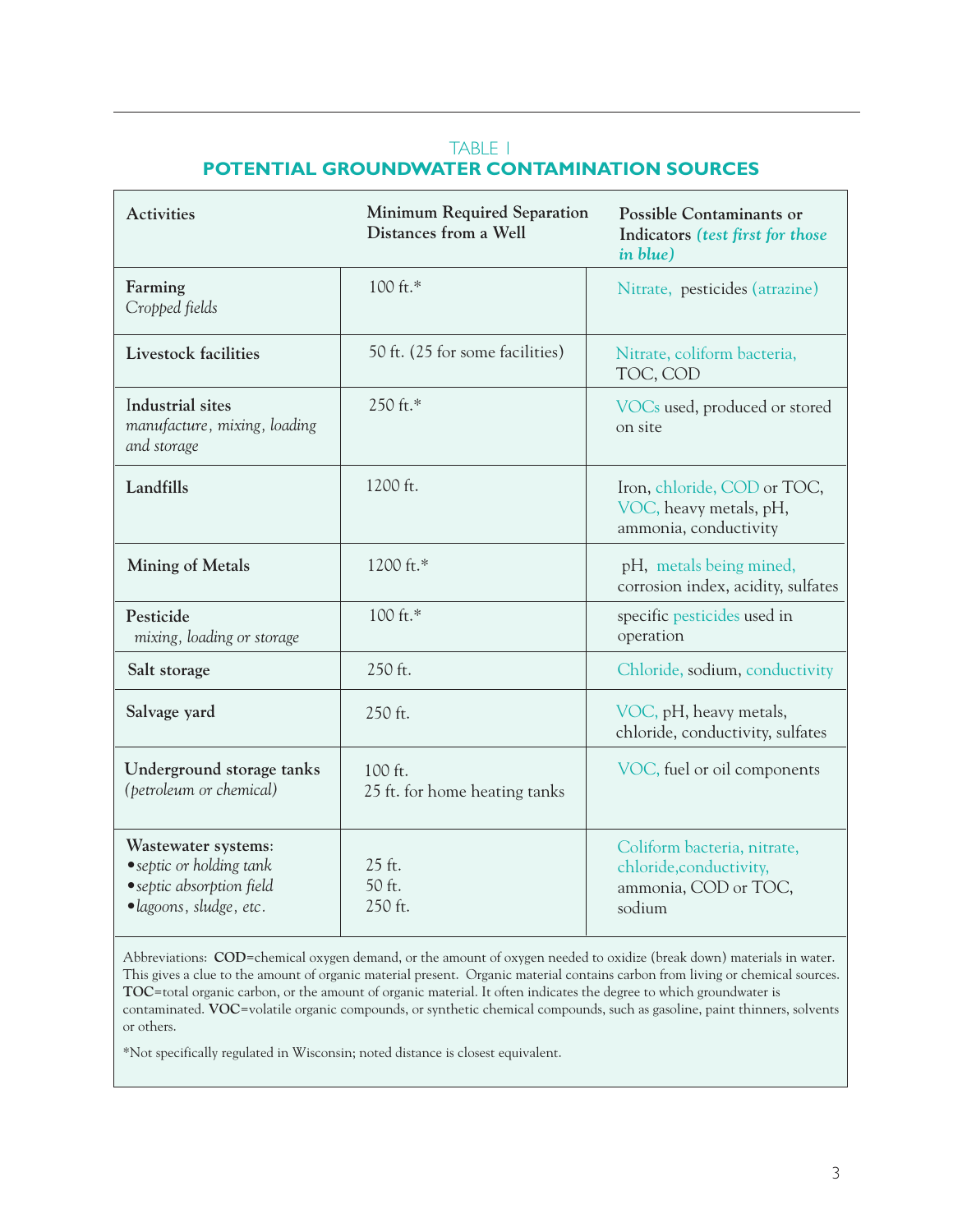## TABLE 1
## POTENTIAL GROUNDWATER CONTAMINATION SOURCES

| Activities | Minimum Required Separation Distances from a Well | Possible Contaminants or Indicators *(test first for those in blue)* |
|---|---|---|
| **Farming** *Cropped fields* | 100 ft.* | Nitrate, pesticides (atrazine) |
| **Livestock facilities** | 50 ft. (25 for some facilities) | Nitrate, coliform bacteria, TOC, COD |
| **Industrial sites** *manufacture, mixing, loading and storage* | 250 ft.* | VOCs used, produced or stored on site |
| **Landfills** | 1200 ft. | Iron, chloride, COD or TOC, VOC, heavy metals, pH, ammonia, conductivity |
| **Mining of Metals** | 1200 ft.* | pH, metals being mined, corrosion index, acidity, sulfates |
| **Pesticide** *mixing, loading or storage* | 100 ft.* | specific pesticides used in operation |
| **Salt storage** | 250 ft. | Chloride, sodium, conductivity |
| **Salvage yard** | 250 ft. | VOC, pH, heavy metals, chloride, conductivity, sulfates |
| **Underground storage tanks** *(petroleum or chemical)* | 100 ft.<br>25 ft. for home heating tanks | VOC, fuel or oil components |
| **Wastewater systems**:<br>• *septic or holding tank*<br>• *septic absorption field*<br>• *lagoons, sludge, etc.* | <br>25 ft.<br>50 ft.<br>250 ft. | Coliform bacteria, nitrate, chloride, conductivity, ammonia, COD or TOC, sodium |

Abbreviations: **COD**=chemical oxygen demand, or the amount of oxygen needed to oxidize (break down) materials in water. This gives a clue to the amount of organic material present. Organic material contains carbon from living or chemical sources. **TOC**=total organic carbon, or the amount of organic material. It often indicates the degree to which groundwater is contaminated. **VOC**=volatile organic compounds, or synthetic chemical compounds, such as gasoline, paint thinners, solvents or others.

*Not specifically regulated in Wisconsin; noted distance is closest equivalent.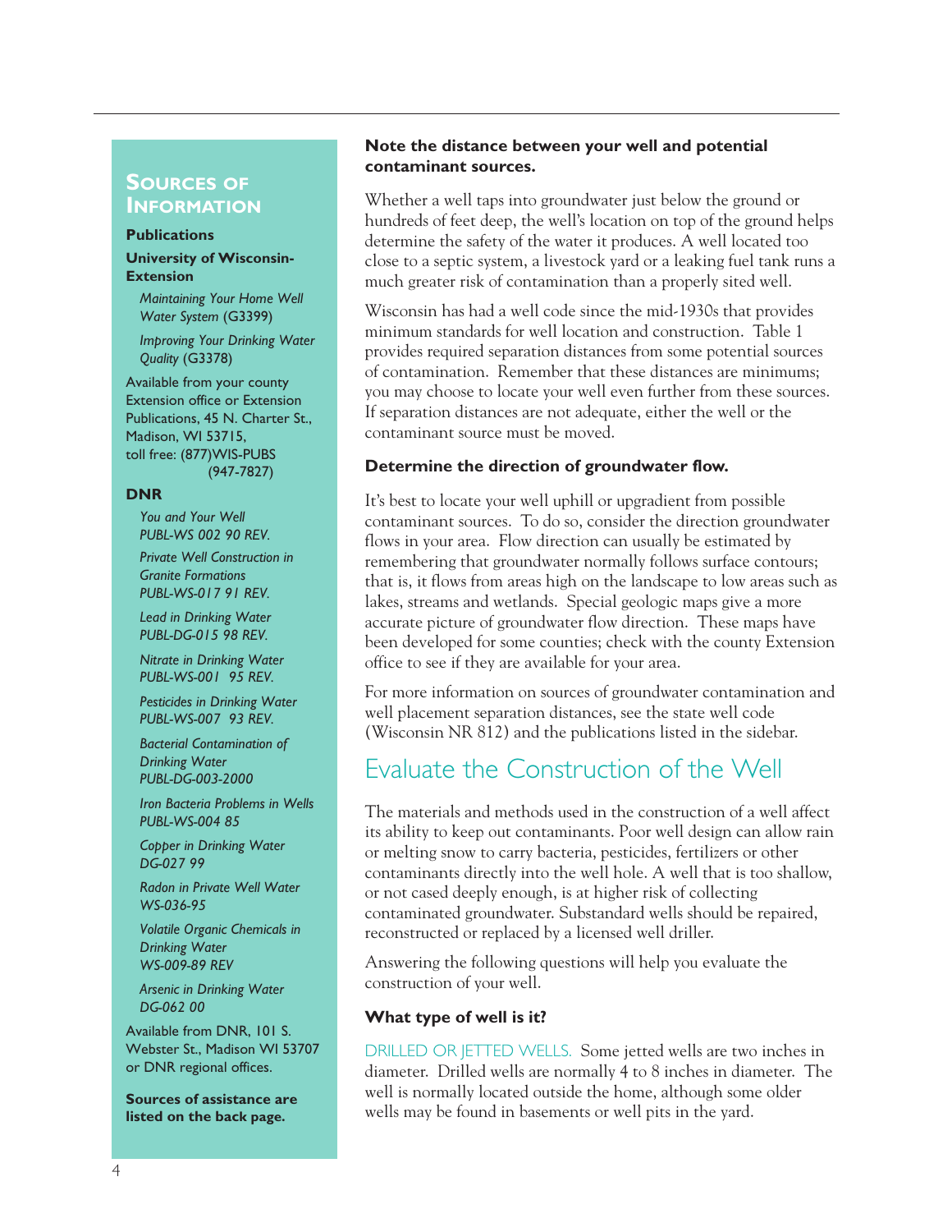## Sources of Information

### Publications

**University of Wisconsin-Extension**

*Maintaining Your Home Well Water System* (G3399)

*Improving Your Drinking Water Quality* (G3378)

Available from your county Extension office or Extension Publications, 45 N. Charter St., Madison, WI 53715, toll free: (877)WIS-PUBS (947-7827)

**DNR**

*You and Your Well* PUBL-WS 002 90 REV.

*Private Well Construction in Granite Formations* PUBL-WS-017 91 REV.

*Lead in Drinking Water* PUBL-DG-015 98 REV.

*Nitrate in Drinking Water* PUBL-WS-001 95 REV.

*Pesticides in Drinking Water* PUBL-WS-007 93 REV.

*Bacterial Contamination of Drinking Water* PUBL-DG-003-2000

*Iron Bacteria Problems in Wells* PUBL-WS-004 85

*Copper in Drinking Water* DG-027 99

*Radon in Private Well Water* WS-036-95

*Volatile Organic Chemicals in Drinking Water* WS-009-89 REV

*Arsenic in Drinking Water* DG-062 00

Available from DNR, 101 S. Webster St., Madison WI 53707 or DNR regional offices.

**Sources of assistance are listed on the back page.**

**Note the distance between your well and potential contaminant sources.**

Whether a well taps into groundwater just below the ground or hundreds of feet deep, the well's location on top of the ground helps determine the safety of the water it produces. A well located too close to a septic system, a livestock yard or a leaking fuel tank runs a much greater risk of contamination than a properly sited well.

Wisconsin has had a well code since the mid-1930s that provides minimum standards for well location and construction. Table 1 provides required separation distances from some potential sources of contamination. Remember that these distances are minimums; you may choose to locate your well even further from these sources. If separation distances are not adequate, either the well or the contaminant source must be moved.

**Determine the direction of groundwater flow.**

It's best to locate your well uphill or upgradient from possible contaminant sources. To do so, consider the direction groundwater flows in your area. Flow direction can usually be estimated by remembering that groundwater normally follows surface contours; that is, it flows from areas high on the landscape to low areas such as lakes, streams and wetlands. Special geologic maps give a more accurate picture of groundwater flow direction. These maps have been developed for some counties; check with the county Extension office to see if they are available for your area.

For more information on sources of groundwater contamination and well placement separation distances, see the state well code (Wisconsin NR 812) and the publications listed in the sidebar.

## Evaluate the Construction of the Well

The materials and methods used in the construction of a well affect its ability to keep out contaminants. Poor well design can allow rain or melting snow to carry bacteria, pesticides, fertilizers or other contaminants directly into the well hole. A well that is too shallow, or not cased deeply enough, is at higher risk of collecting contaminated groundwater. Substandard wells should be repaired, reconstructed or replaced by a licensed well driller.

Answering the following questions will help you evaluate the construction of your well.

**What type of well is it?**

DRILLED OR JETTED WELLS. Some jetted wells are two inches in diameter. Drilled wells are normally 4 to 8 inches in diameter. The well is normally located outside the home, although some older wells may be found in basements or well pits in the yard.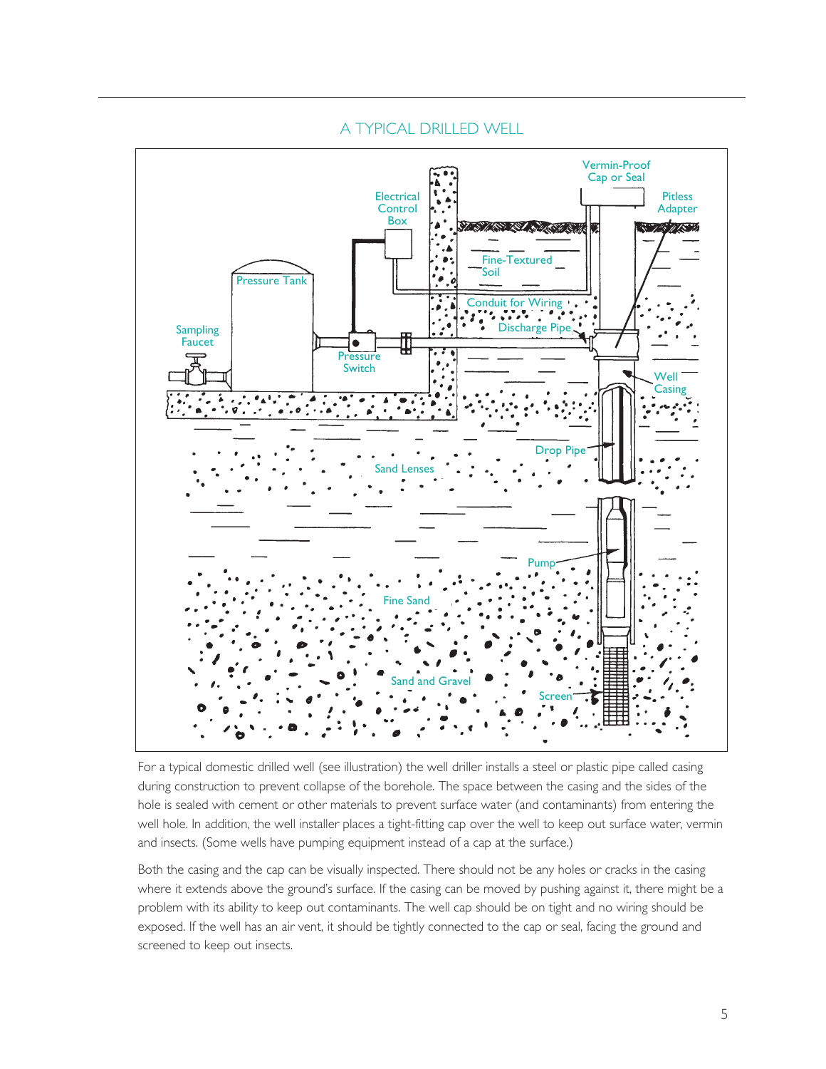## A TYPICAL DRILLED WELL

Vermin-Proof Cap or Seal

Pitless Adapter

Electrical Control Box

Fine-Textured Soil

Pressure Tank

Conduit for Wiring

Discharge Pipe

Sampling Faucet

Pressure Switch

Well Casing

Drop Pipe

Sand Lenses

Pump

Fine Sand

Sand and Gravel

Screen

For a typical domestic drilled well (see illustration) the well driller installs a steel or plastic pipe called casing during construction to prevent collapse of the borehole. The space between the casing and the sides of the hole is sealed with cement or other materials to prevent surface water (and contaminants) from entering the well hole. In addition, the well installer places a tight-fitting cap over the well to keep out surface water, vermin and insects. (Some wells have pumping equipment instead of a cap at the surface.)

Both the casing and the cap can be visually inspected. There should not be any holes or cracks in the casing where it extends above the ground's surface. If the casing can be moved by pushing against it, there might be a problem with its ability to keep out contaminants. The well cap should be on tight and no wiring should be exposed. If the well has an air vent, it should be tightly connected to the cap or seal, facing the ground and screened to keep out insects.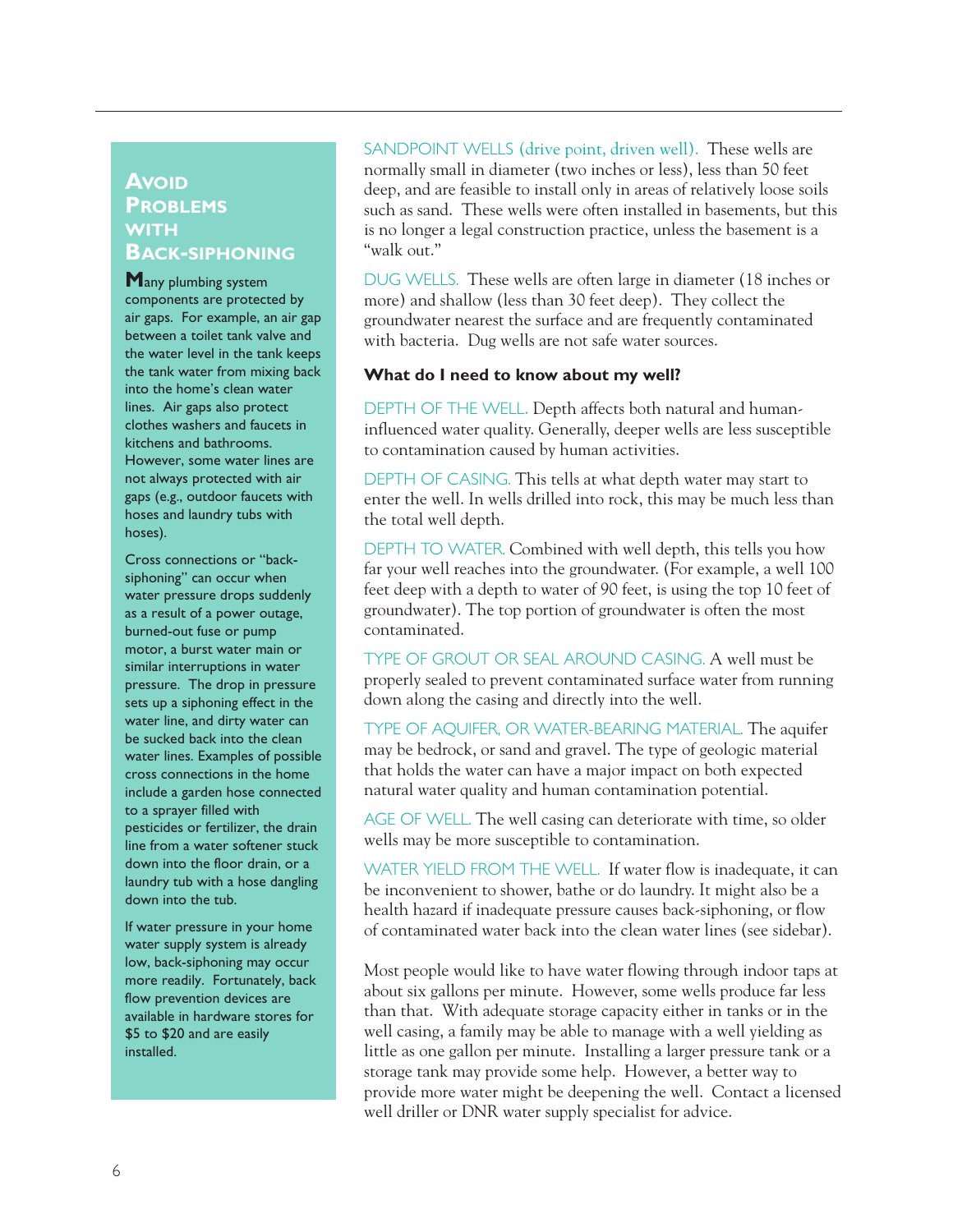## Avoid Problems with Back-siphoning

Many plumbing system components are protected by air gaps. For example, an air gap between a toilet tank valve and the water level in the tank keeps the tank water from mixing back into the home's clean water lines. Air gaps also protect clothes washers and faucets in kitchens and bathrooms. However, some water lines are not always protected with air gaps (e.g., outdoor faucets with hoses and laundry tubs with hoses).

Cross connections or "back-siphoning" can occur when water pressure drops suddenly as a result of a power outage, burned-out fuse or pump motor, a burst water main or similar interruptions in water pressure. The drop in pressure sets up a siphoning effect in the water line, and dirty water can be sucked back into the clean water lines. Examples of possible cross connections in the home include a garden hose connected to a sprayer filled with pesticides or fertilizer, the drain line from a water softener stuck down into the floor drain, or a laundry tub with a hose dangling down into the tub.

If water pressure in your home water supply system is already low, back-siphoning may occur more readily. Fortunately, back flow prevention devices are available in hardware stores for $5 to $20 and are easily installed.

SANDPOINT WELLS (drive point, driven well). These wells are normally small in diameter (two inches or less), less than 50 feet deep, and are feasible to install only in areas of relatively loose soils such as sand. These wells were often installed in basements, but this is no longer a legal construction practice, unless the basement is a "walk out."

DUG WELLS. These wells are often large in diameter (18 inches or more) and shallow (less than 30 feet deep). They collect the groundwater nearest the surface and are frequently contaminated with bacteria. Dug wells are not safe water sources.

### What do I need to know about my well?

DEPTH OF THE WELL. Depth affects both natural and human-influenced water quality. Generally, deeper wells are less susceptible to contamination caused by human activities.

DEPTH OF CASING. This tells at what depth water may start to enter the well. In wells drilled into rock, this may be much less than the total well depth.

DEPTH TO WATER. Combined with well depth, this tells you how far your well reaches into the groundwater. (For example, a well 100 feet deep with a depth to water of 90 feet, is using the top 10 feet of groundwater). The top portion of groundwater is often the most contaminated.

TYPE OF GROUT OR SEAL AROUND CASING. A well must be properly sealed to prevent contaminated surface water from running down along the casing and directly into the well.

TYPE OF AQUIFER, OR WATER-BEARING MATERIAL. The aquifer may be bedrock, or sand and gravel. The type of geologic material that holds the water can have a major impact on both expected natural water quality and human contamination potential.

AGE OF WELL. The well casing can deteriorate with time, so older wells may be more susceptible to contamination.

WATER YIELD FROM THE WELL. If water flow is inadequate, it can be inconvenient to shower, bathe or do laundry. It might also be a health hazard if inadequate pressure causes back-siphoning, or flow of contaminated water back into the clean water lines (see sidebar).

Most people would like to have water flowing through indoor taps at about six gallons per minute. However, some wells produce far less than that. With adequate storage capacity either in tanks or in the well casing, a family may be able to manage with a well yielding as little as one gallon per minute. Installing a larger pressure tank or a storage tank may provide some help. However, a better way to provide more water might be deepening the well. Contact a licensed well driller or DNR water supply specialist for advice.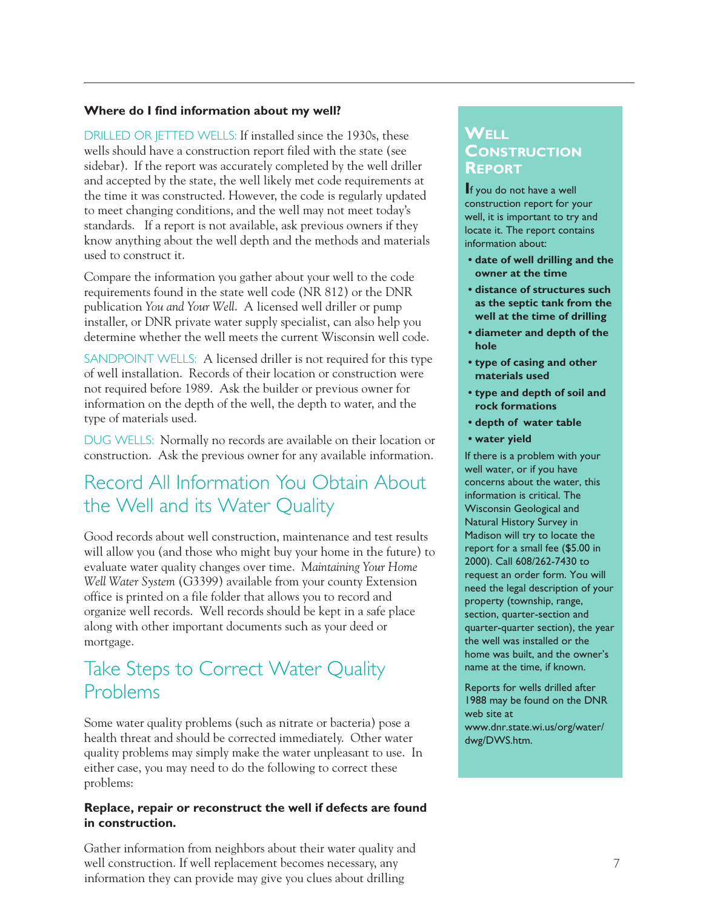**Where do I find information about my well?**

DRILLED OR JETTED WELLS: If installed since the 1930s, these wells should have a construction report filed with the state (see sidebar). If the report was accurately completed by the well driller and accepted by the state, the well likely met code requirements at the time it was constructed. However, the code is regularly updated to meet changing conditions, and the well may not meet today's standards. If a report is not available, ask previous owners if they know anything about the well depth and the methods and materials used to construct it.

Compare the information you gather about your well to the code requirements found in the state well code (NR 812) or the DNR publication *You and Your Well*. A licensed well driller or pump installer, or DNR private water supply specialist, can also help you determine whether the well meets the current Wisconsin well code.

SANDPOINT WELLS: A licensed driller is not required for this type of well installation. Records of their location or construction were not required before 1989. Ask the builder or previous owner for information on the depth of the well, the depth to water, and the type of materials used.

DUG WELLS: Normally no records are available on their location or construction. Ask the previous owner for any available information.

## Record All Information You Obtain About the Well and its Water Quality

Good records about well construction, maintenance and test results will allow you (and those who might buy your home in the future) to evaluate water quality changes over time. *Maintaining Your Home Well Water System* (G3399) available from your county Extension office is printed on a file folder that allows you to record and organize well records. Well records should be kept in a safe place along with other important documents such as your deed or mortgage.

## Take Steps to Correct Water Quality Problems

Some water quality problems (such as nitrate or bacteria) pose a health threat and should be corrected immediately. Other water quality problems may simply make the water unpleasant to use. In either case, you may need to do the following to correct these problems:

**Replace, repair or reconstruct the well if defects are found in construction.**

Gather information from neighbors about their water quality and well construction. If well replacement becomes necessary, any information they can provide may give you clues about drilling

### Well Construction Report

If you do not have a well construction report for your well, it is important to try and locate it. The report contains information about:

- **date of well drilling and the owner at the time**
- **distance of structures such as the septic tank from the well at the time of drilling**
- **diameter and depth of the hole**
- **type of casing and other materials used**
- **type and depth of soil and rock formations**
- **depth of water table**
- **water yield**

If there is a problem with your well water, or if you have concerns about the water, this information is critical. The Wisconsin Geological and Natural History Survey in Madison will try to locate the report for a small fee ($5.00 in 2000). Call 608/262-7430 to request an order form. You will need the legal description of your property (township, range, section, quarter-section and quarter-quarter section), the year the well was installed or the home was built, and the owner's name at the time, if known.

Reports for wells drilled after 1988 may be found on the DNR web site at www.dnr.state.wi.us/org/water/dwg/DWS.htm.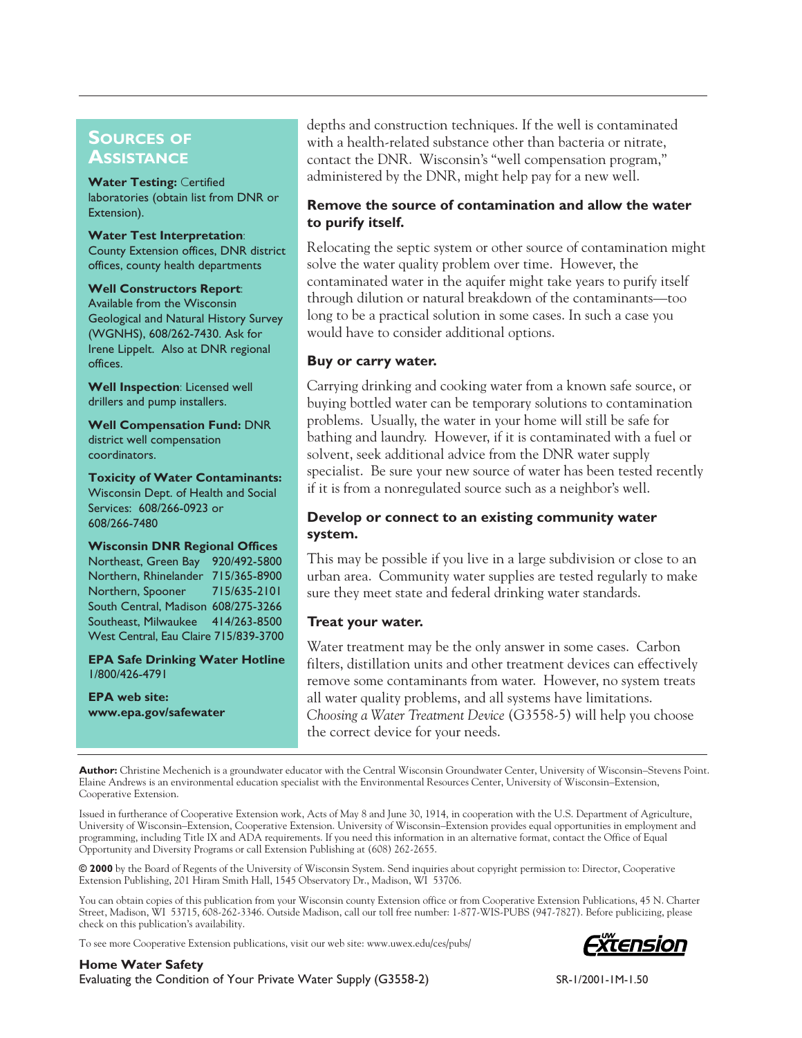depths and construction techniques. If the well is contaminated with a health-related substance other than bacteria or nitrate, contact the DNR. Wisconsin's "well compensation program," administered by the DNR, might help pay for a new well.

**Remove the source of contamination and allow the water to purify itself.**

Relocating the septic system or other source of contamination might solve the water quality problem over time. However, the contaminated water in the aquifer might take years to purify itself through dilution or natural breakdown of the contaminants—too long to be a practical solution in some cases. In such a case you would have to consider additional options.

**Buy or carry water.**

Carrying drinking and cooking water from a known safe source, or buying bottled water can be temporary solutions to contamination problems. Usually, the water in your home will still be safe for bathing and laundry. However, if it is contaminated with a fuel or solvent, seek additional advice from the DNR water supply specialist. Be sure your new source of water has been tested recently if it is from a nonregulated source such as a neighbor's well.

**Develop or connect to an existing community water system.**

This may be possible if you live in a large subdivision or close to an urban area. Community water supplies are tested regularly to make sure they meet state and federal drinking water standards.

**Treat your water.**

Water treatment may be the only answer in some cases. Carbon filters, distillation units and other treatment devices can effectively remove some contaminants from water. However, no system treats all water quality problems, and all systems have limitations. *Choosing a Water Treatment Device* (G3558-5) will help you choose the correct device for your needs.

## Sources of Assistance

**Water Testing:** Certified laboratories (obtain list from DNR or Extension).

**Water Test Interpretation**: County Extension offices, DNR district offices, county health departments

**Well Constructors Report**: Available from the Wisconsin Geological and Natural History Survey (WGNHS), 608/262-7430. Ask for Irene Lippelt. Also at DNR regional offices.

**Well Inspection**: Licensed well drillers and pump installers.

**Well Compensation Fund:** DNR district well compensation coordinators.

**Toxicity of Water Contaminants:** Wisconsin Dept. of Health and Social Services: 608/266-0923 or 608/266-7480

**Wisconsin DNR Regional Offices**

| | |
|---|---|
| Northeast, Green Bay | 920/492-5800 |
| Northern, Rhinelander | 715/365-8900 |
| Northern, Spooner | 715/635-2101 |
| South Central, Madison | 608/275-3266 |
| Southeast, Milwaukee | 414/263-8500 |
| West Central, Eau Claire | 715/839-3700 |

**EPA Safe Drinking Water Hotline**
1/800/426-4791

**EPA web site:**
**www.epa.gov/safewater**

---

**Author:** Christine Mechenich is a groundwater educator with the Central Wisconsin Groundwater Center, University of Wisconsin–Stevens Point. Elaine Andrews is an environmental education specialist with the Environmental Resources Center, University of Wisconsin–Extension, Cooperative Extension.

Issued in furtherance of Cooperative Extension work, Acts of May 8 and June 30, 1914, in cooperation with the U.S. Department of Agriculture, University of Wisconsin–Extension, Cooperative Extension. University of Wisconsin–Extension provides equal opportunities in employment and programming, including Title IX and ADA requirements. If you need this information in an alternative format, contact the Office of Equal Opportunity and Diversity Programs or call Extension Publishing at (608) 262-2655.

**© 2000** by the Board of Regents of the University of Wisconsin System. Send inquiries about copyright permission to: Director, Cooperative Extension Publishing, 201 Hiram Smith Hall, 1545 Observatory Dr., Madison, WI 53706.

You can obtain copies of this publication from your Wisconsin county Extension office or from Cooperative Extension Publications, 45 N. Charter Street, Madison, WI 53715, 608-262-3346. Outside Madison, call our toll free number: 1-877-WIS-PUBS (947-7827). Before publicizing, please check on this publication's availability.

To see more Cooperative Extension publications, visit our web site: www.uwex.edu/ces/pubs/

UW Extension

**Home Water Safety**
Evaluating the Condition of Your Private Water Supply (G3558-2)

SR-1/2001-1M-1.50